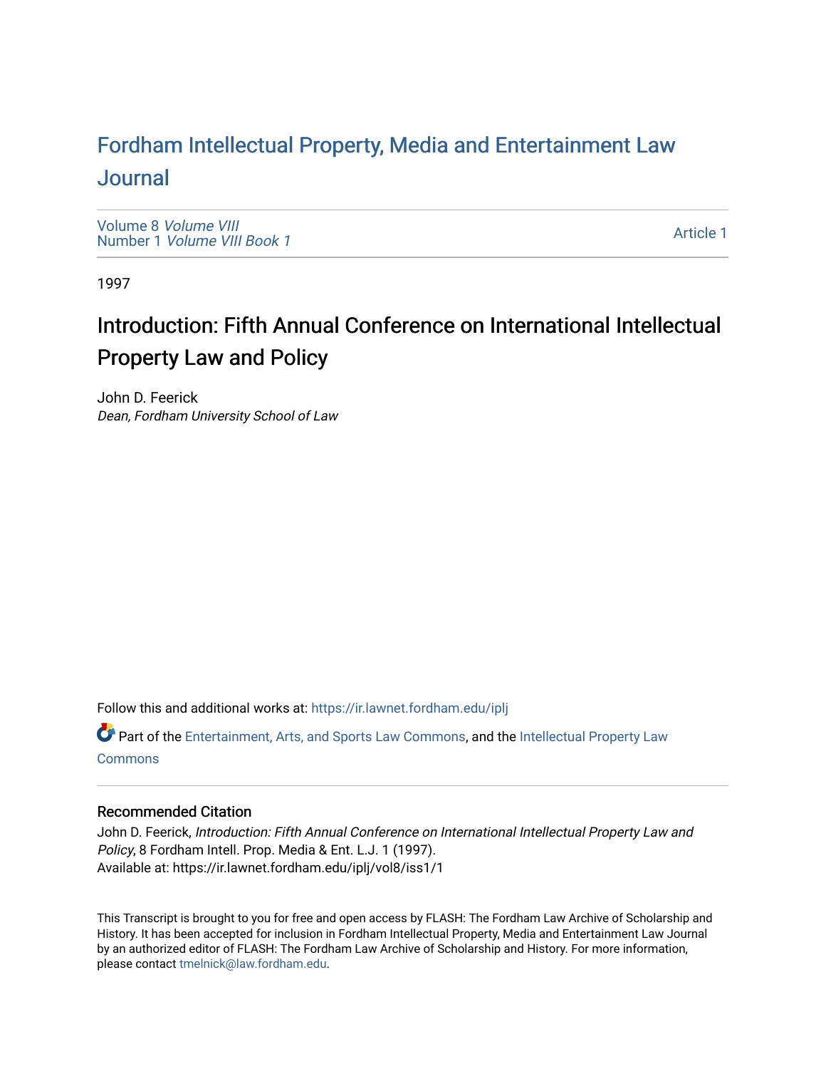# Fordham Intellectual Property, Media and Entertainment Law Journal

Volume 8 *Volume VIII*
Number 1 *Volume VIII Book 1*

Article 1

1997

## Introduction: Fifth Annual Conference on International Intellectual Property Law and Policy

John D. Feerick
*Dean, Fordham University School of Law*

Follow this and additional works at: https://ir.lawnet.fordham.edu/iplj

Part of the Entertainment, Arts, and Sports Law Commons, and the Intellectual Property Law Commons

### Recommended Citation

John D. Feerick, *Introduction: Fifth Annual Conference on International Intellectual Property Law and Policy*, 8 Fordham Intell. Prop. Media & Ent. L.J. 1 (1997).
Available at: https://ir.lawnet.fordham.edu/iplj/vol8/iss1/1

This Transcript is brought to you for free and open access by FLASH: The Fordham Law Archive of Scholarship and History. It has been accepted for inclusion in Fordham Intellectual Property, Media and Entertainment Law Journal by an authorized editor of FLASH: The Fordham Law Archive of Scholarship and History. For more information, please contact tmelnick@law.fordham.edu.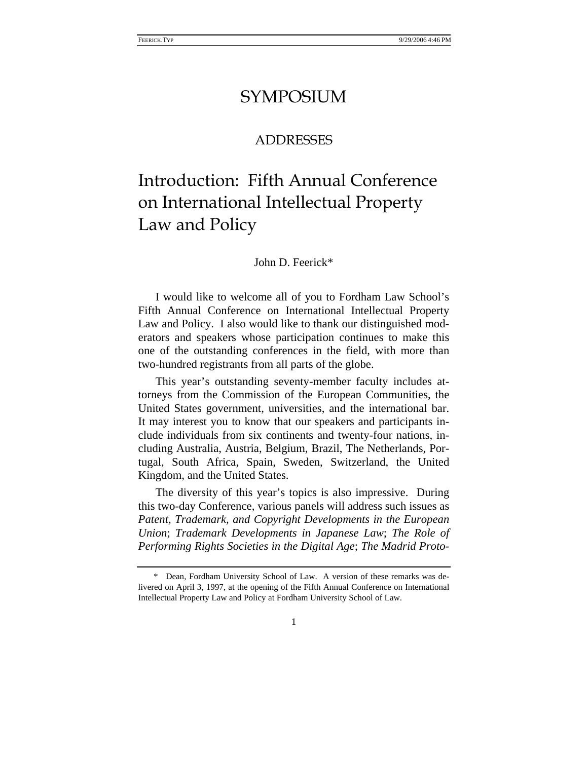# SYMPOSIUM

## ADDRESSES

# Introduction: Fifth Annual Conference on International Intellectual Property Law and Policy

John D. Feerick*

I would like to welcome all of you to Fordham Law School's Fifth Annual Conference on International Intellectual Property Law and Policy. I also would like to thank our distinguished moderators and speakers whose participation continues to make this one of the outstanding conferences in the field, with more than two-hundred registrants from all parts of the globe.

This year's outstanding seventy-member faculty includes attorneys from the Commission of the European Communities, the United States government, universities, and the international bar. It may interest you to know that our speakers and participants include individuals from six continents and twenty-four nations, including Australia, Austria, Belgium, Brazil, The Netherlands, Portugal, South Africa, Spain, Sweden, Switzerland, the United Kingdom, and the United States.

The diversity of this year's topics is also impressive. During this two-day Conference, various panels will address such issues as *Patent, Trademark, and Copyright Developments in the European Union*; *Trademark Developments in Japanese Law*; *The Role of Performing Rights Societies in the Digital Age*; *The Madrid Proto-*

---

\* Dean, Fordham University School of Law. A version of these remarks was delivered on April 3, 1997, at the opening of the Fifth Annual Conference on International Intellectual Property Law and Policy at Fordham University School of Law.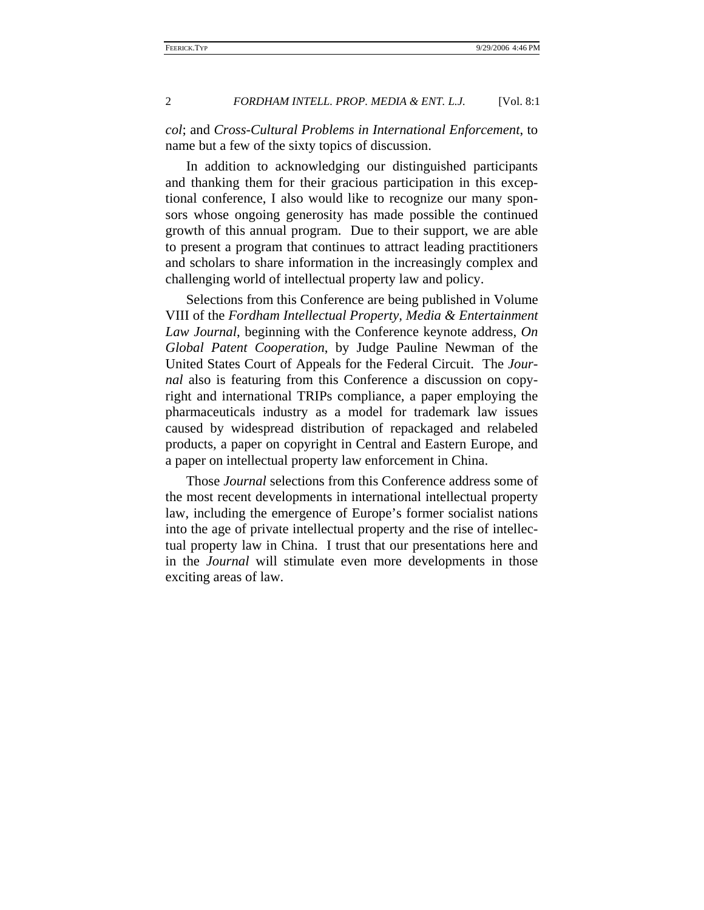*col*; and *Cross-Cultural Problems in International Enforcement*, to name but a few of the sixty topics of discussion.

In addition to acknowledging our distinguished participants and thanking them for their gracious participation in this exceptional conference, I also would like to recognize our many sponsors whose ongoing generosity has made possible the continued growth of this annual program. Due to their support, we are able to present a program that continues to attract leading practitioners and scholars to share information in the increasingly complex and challenging world of intellectual property law and policy.

Selections from this Conference are being published in Volume VIII of the *Fordham Intellectual Property, Media & Entertainment Law Journal*, beginning with the Conference keynote address, *On Global Patent Cooperation*, by Judge Pauline Newman of the United States Court of Appeals for the Federal Circuit. The *Journal* also is featuring from this Conference a discussion on copyright and international TRIPs compliance, a paper employing the pharmaceuticals industry as a model for trademark law issues caused by widespread distribution of repackaged and relabeled products, a paper on copyright in Central and Eastern Europe, and a paper on intellectual property law enforcement in China.

Those *Journal* selections from this Conference address some of the most recent developments in international intellectual property law, including the emergence of Europe's former socialist nations into the age of private intellectual property and the rise of intellectual property law in China. I trust that our presentations here and in the *Journal* will stimulate even more developments in those exciting areas of law.